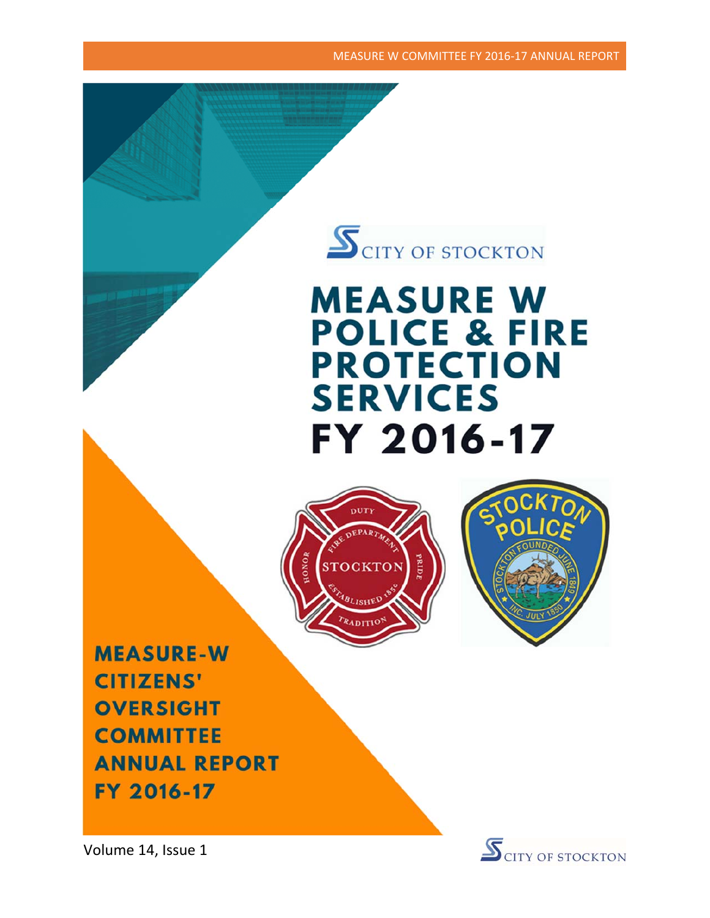CITY OF STOCKTON

# MEASURE W POLICE & FIRE PROTECTION SERVICES FY 2016-17

## MEASURE-W CITIZENS' OVERSIGHT COMMITTEE ANNUAL REPORT FY 2016-17

Volume 14, Issue 1

CITY OF STOCKTON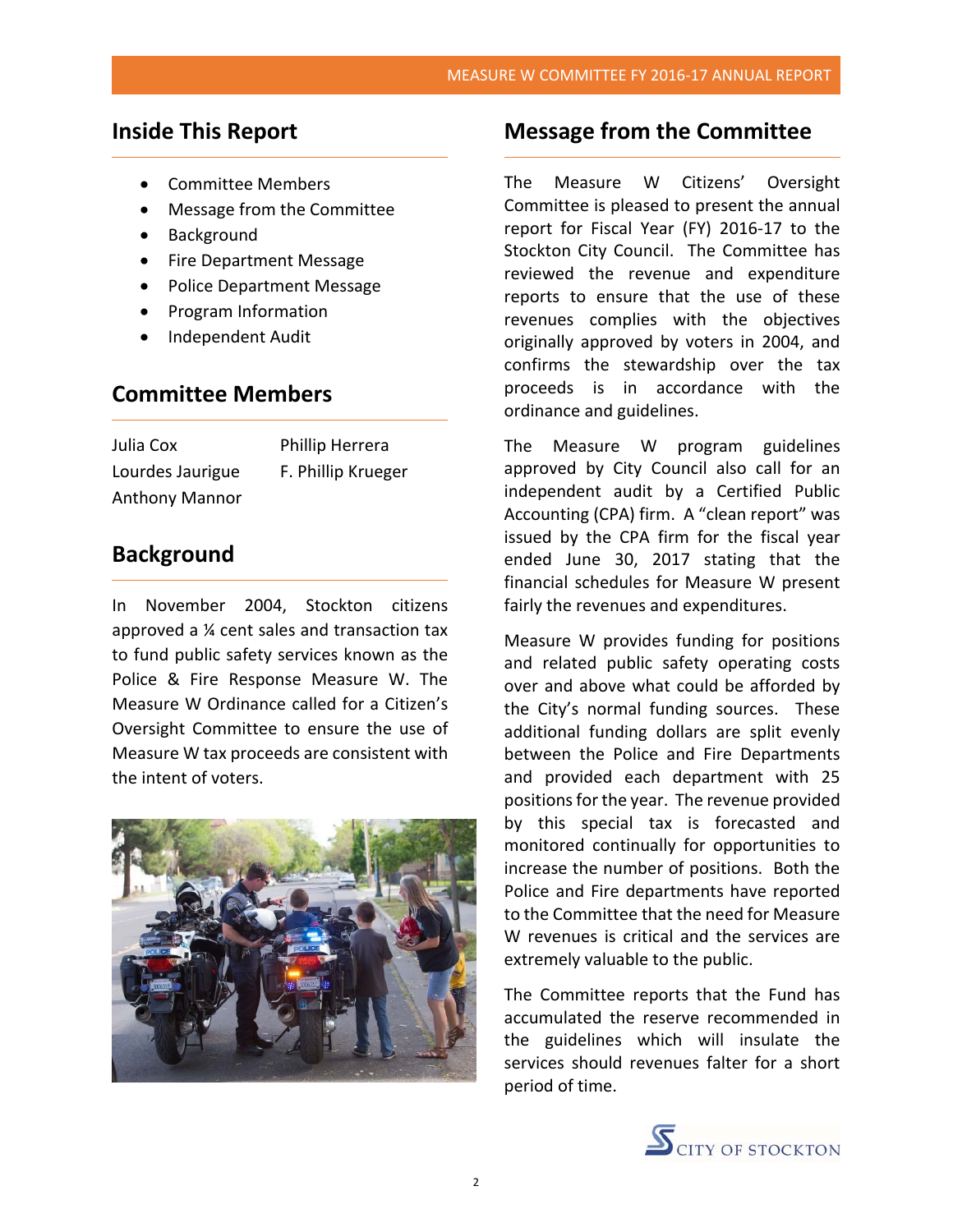## Inside This Report

- Committee Members
- Message from the Committee
- Background
- Fire Department Message
- Police Department Message
- Program Information
- Independent Audit

## Committee Members

| | |
|---|---|
| Julia Cox | Phillip Herrera |
| Lourdes Jaurigue | F. Phillip Krueger |
| Anthony Mannor | |

## Background

In November 2004, Stockton citizens approved a ¼ cent sales and transaction tax to fund public safety services known as the Police & Fire Response Measure W. The Measure W Ordinance called for a Citizen's Oversight Committee to ensure the use of Measure W tax proceeds are consistent with the intent of voters.

## Message from the Committee

The Measure W Citizens' Oversight Committee is pleased to present the annual report for Fiscal Year (FY) 2016-17 to the Stockton City Council. The Committee has reviewed the revenue and expenditure reports to ensure that the use of these revenues complies with the objectives originally approved by voters in 2004, and confirms the stewardship over the tax proceeds is in accordance with the ordinance and guidelines.

The Measure W program guidelines approved by City Council also call for an independent audit by a Certified Public Accounting (CPA) firm. A "clean report" was issued by the CPA firm for the fiscal year ended June 30, 2017 stating that the financial schedules for Measure W present fairly the revenues and expenditures.

Measure W provides funding for positions and related public safety operating costs over and above what could be afforded by the City's normal funding sources. These additional funding dollars are split evenly between the Police and Fire Departments and provided each department with 25 positions for the year. The revenue provided by this special tax is forecasted and monitored continually for opportunities to increase the number of positions. Both the Police and Fire departments have reported to the Committee that the need for Measure W revenues is critical and the services are extremely valuable to the public.

The Committee reports that the Fund has accumulated the reserve recommended in the guidelines which will insulate the services should revenues falter for a short period of time.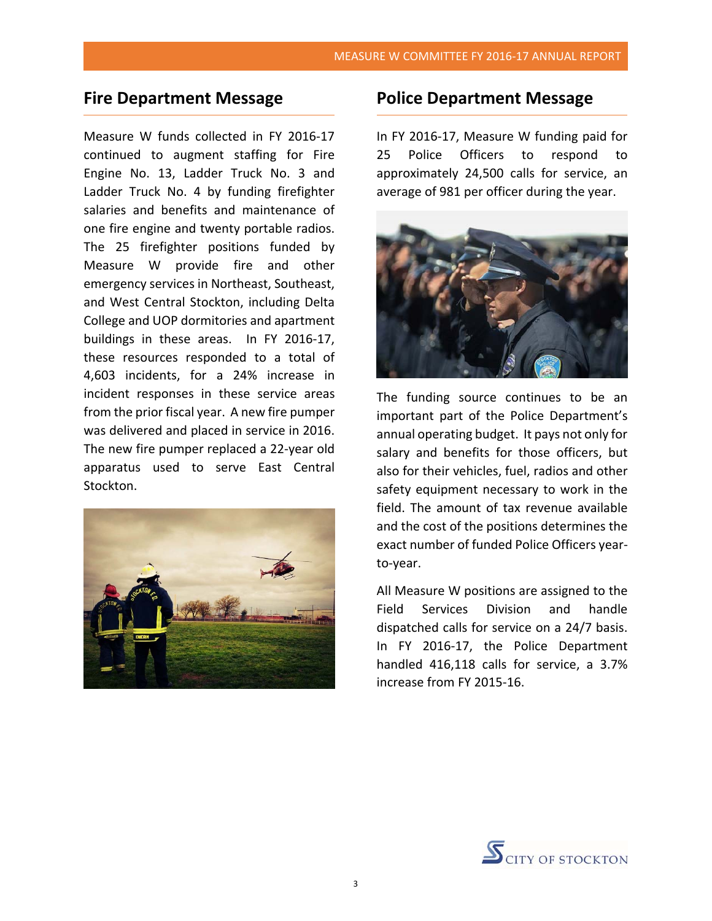## Fire Department Message

Measure W funds collected in FY 2016-17 continued to augment staffing for Fire Engine No. 13, Ladder Truck No. 3 and Ladder Truck No. 4 by funding firefighter salaries and benefits and maintenance of one fire engine and twenty portable radios. The 25 firefighter positions funded by Measure W provide fire and other emergency services in Northeast, Southeast, and West Central Stockton, including Delta College and UOP dormitories and apartment buildings in these areas. In FY 2016-17, these resources responded to a total of 4,603 incidents, for a 24% increase in incident responses in these service areas from the prior fiscal year. A new fire pumper was delivered and placed in service in 2016. The new fire pumper replaced a 22-year old apparatus used to serve East Central Stockton.

## Police Department Message

In FY 2016-17, Measure W funding paid for 25 Police Officers to respond to approximately 24,500 calls for service, an average of 981 per officer during the year.

The funding source continues to be an important part of the Police Department's annual operating budget. It pays not only for salary and benefits for those officers, but also for their vehicles, fuel, radios and other safety equipment necessary to work in the field. The amount of tax revenue available and the cost of the positions determines the exact number of funded Police Officers year-to-year.

All Measure W positions are assigned to the Field Services Division and handle dispatched calls for service on a 24/7 basis. In FY 2016-17, the Police Department handled 416,118 calls for service, a 3.7% increase from FY 2015-16.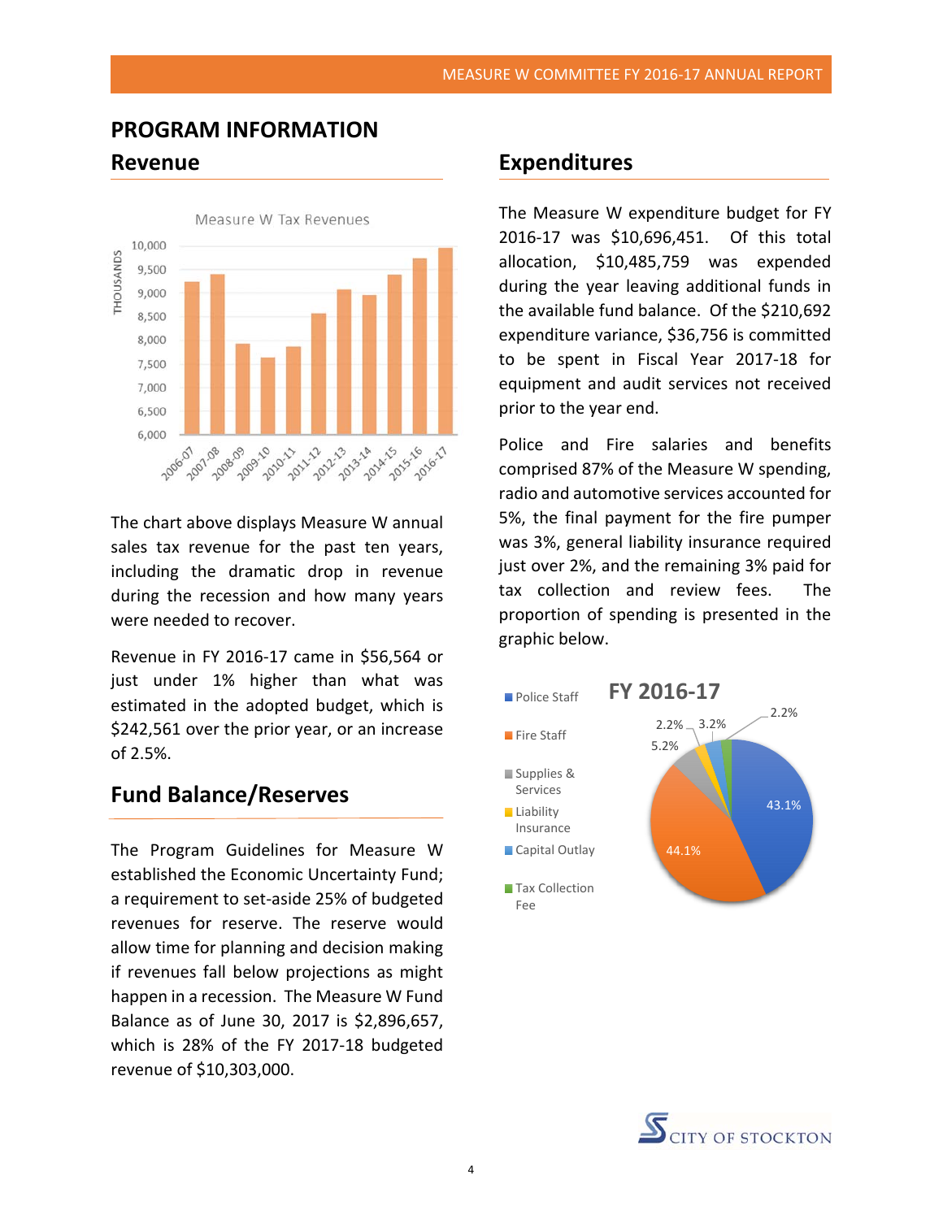# PROGRAM INFORMATION

## Revenue

The chart above displays Measure W annual sales tax revenue for the past ten years, including the dramatic drop in revenue during the recession and how many years were needed to recover.

Revenue in FY 2016-17 came in $56,564 or just under 1% higher than what was estimated in the adopted budget, which is $242,561 over the prior year, or an increase of 2.5%.

## Fund Balance/Reserves

The Program Guidelines for Measure W established the Economic Uncertainty Fund; a requirement to set-aside 25% of budgeted revenues for reserve. The reserve would allow time for planning and decision making if revenues fall below projections as might happen in a recession. The Measure W Fund Balance as of June 30, 2017 is $2,896,657, which is 28% of the FY 2017-18 budgeted revenue of $10,303,000.

## Expenditures

The Measure W expenditure budget for FY 2016-17 was $10,696,451. Of this total allocation, $10,485,759 was expended during the year leaving additional funds in the available fund balance. Of the $210,692 expenditure variance, $36,756 is committed to be spent in Fiscal Year 2017-18 for equipment and audit services not received prior to the year end.

Police and Fire salaries and benefits comprised 87% of the Measure W spending, radio and automotive services accounted for 5%, the final payment for the fire pumper was 3%, general liability insurance required just over 2%, and the remaining 3% paid for tax collection and review fees. The proportion of spending is presented in the graphic below.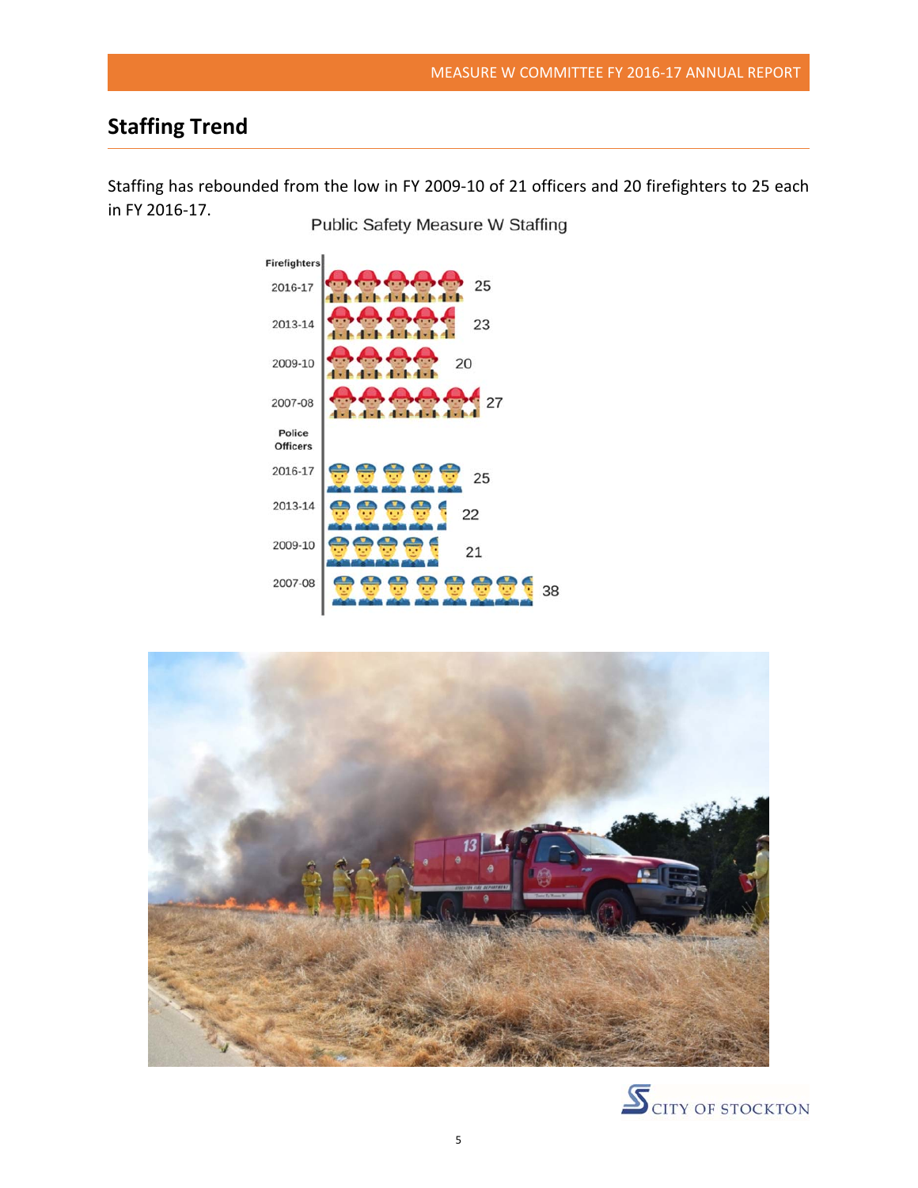## Staffing Trend

Staffing has rebounded from the low in FY 2009-10 of 21 officers and 20 firefighters to 25 each in FY 2016-17.

Public Safety Measure W Staffing

| | Year | Staffing |
|---|---|---|
| Firefighters | 2016-17 | 25 |
| | 2013-14 | 23 |
| | 2009-10 | 20 |
| | 2007-08 | 27 |
| Police Officers | 2016-17 | 25 |
| | 2013-14 | 22 |
| | 2009-10 | 21 |
| | 2007-08 | 38 |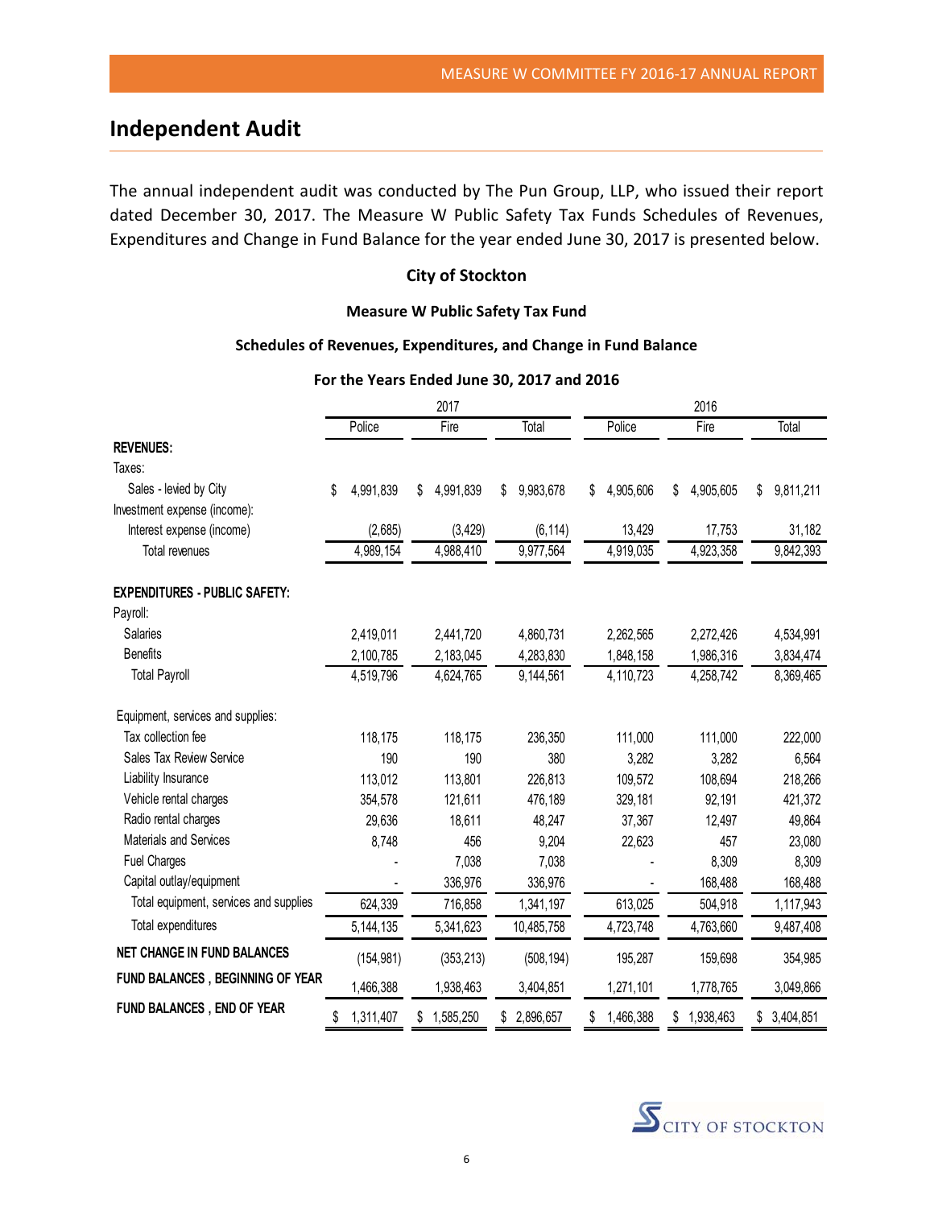## Independent Audit

The annual independent audit was conducted by The Pun Group, LLP, who issued their report dated December 30, 2017. The Measure W Public Safety Tax Funds Schedules of Revenues, Expenditures and Change in Fund Balance for the year ended June 30, 2017 is presented below.

### City of Stockton

#### Measure W Public Safety Tax Fund

#### Schedules of Revenues, Expenditures, and Change in Fund Balance

#### For the Years Ended June 30, 2017 and 2016

| | 2017 | | | 2016 | | |
|---|---|---|---|---|---|---|
| | Police | Fire | Total | Police | Fire | Total |
| **REVENUES:** | | | | | | |
| Taxes: | | | | | | |
| Sales - levied by City | $ 4,991,839 | $ 4,991,839 | $ 9,983,678 | $ 4,905,606 | $ 4,905,605 | $ 9,811,211 |
| Investment expense (income): | | | | | | |
| Interest expense (income) | (2,685) | (3,429) | (6,114) | 13,429 | 17,753 | 31,182 |
| Total revenues | 4,989,154 | 4,988,410 | 9,977,564 | 4,919,035 | 4,923,358 | 9,842,393 |
| **EXPENDITURES - PUBLIC SAFETY:** | | | | | | |
| Payroll: | | | | | | |
| Salaries | 2,419,011 | 2,441,720 | 4,860,731 | 2,262,565 | 2,272,426 | 4,534,991 |
| Benefits | 2,100,785 | 2,183,045 | 4,283,830 | 1,848,158 | 1,986,316 | 3,834,474 |
| Total Payroll | 4,519,796 | 4,624,765 | 9,144,561 | 4,110,723 | 4,258,742 | 8,369,465 |
| Equipment, services and supplies: | | | | | | |
| Tax collection fee | 118,175 | 118,175 | 236,350 | 111,000 | 111,000 | 222,000 |
| Sales Tax Review Service | 190 | 190 | 380 | 3,282 | 3,282 | 6,564 |
| Liability Insurance | 113,012 | 113,801 | 226,813 | 109,572 | 108,694 | 218,266 |
| Vehicle rental charges | 354,578 | 121,611 | 476,189 | 329,181 | 92,191 | 421,372 |
| Radio rental charges | 29,636 | 18,611 | 48,247 | 37,367 | 12,497 | 49,864 |
| Materials and Services | 8,748 | 456 | 9,204 | 22,623 | 457 | 23,080 |
| Fuel Charges | - | 7,038 | 7,038 | - | 8,309 | 8,309 |
| Capital outlay/equipment | - | 336,976 | 336,976 | - | 168,488 | 168,488 |
| Total equipment, services and supplies | 624,339 | 716,858 | 1,341,197 | 613,025 | 504,918 | 1,117,943 |
| Total expenditures | 5,144,135 | 5,341,623 | 10,485,758 | 4,723,748 | 4,763,660 | 9,487,408 |
| **NET CHANGE IN FUND BALANCES** | (154,981) | (353,213) | (508,194) | 195,287 | 159,698 | 354,985 |
| **FUND BALANCES , BEGINNING OF YEAR** | 1,466,388 | 1,938,463 | 3,404,851 | 1,271,101 | 1,778,765 | 3,049,866 |
| **FUND BALANCES , END OF YEAR** | $ 1,311,407 | $ 1,585,250 | $ 2,896,657 | $ 1,466,388 | $ 1,938,463 | $ 3,404,851 |